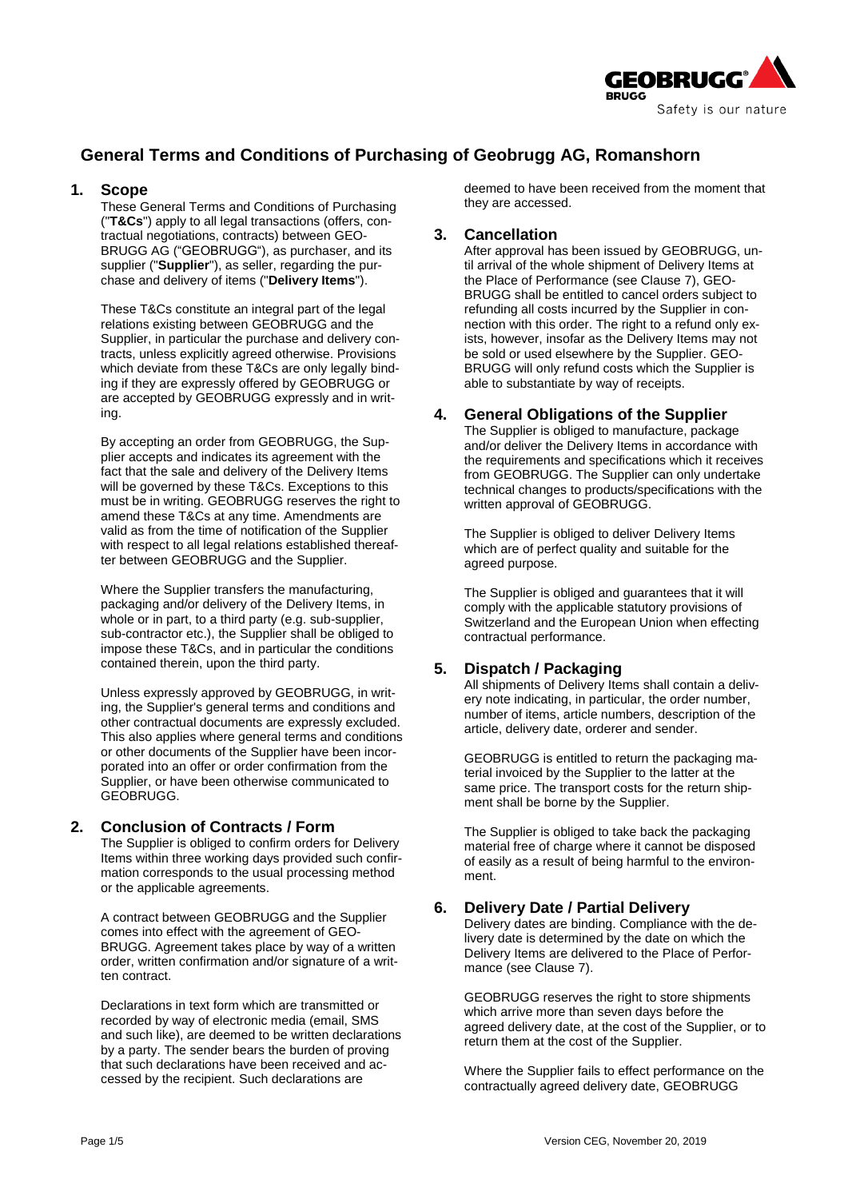# General Terms and Conditions of Purchasing of Geobrugg AG, Romanshorn

## 1. Scope

These General Terms and Conditions of Purchasing ("**T&Cs**") apply to all legal transactions (offers, contractual negotiations, contracts) between GEOBRUGG AG ("GEOBRUGG"), as purchaser, and its supplier ("**Supplier**"), as seller, regarding the purchase and delivery of items ("**Delivery Items**").

These T&Cs constitute an integral part of the legal relations existing between GEOBRUGG and the Supplier, in particular the purchase and delivery contracts, unless explicitly agreed otherwise. Provisions which deviate from these T&Cs are only legally binding if they are expressly offered by GEOBRUGG or are accepted by GEOBRUGG expressly and in writing.

By accepting an order from GEOBRUGG, the Supplier accepts and indicates its agreement with the fact that the sale and delivery of the Delivery Items will be governed by these T&Cs. Exceptions to this must be in writing. GEOBRUGG reserves the right to amend these T&Cs at any time. Amendments are valid as from the time of notification of the Supplier with respect to all legal relations established thereafter between GEOBRUGG and the Supplier.

Where the Supplier transfers the manufacturing, packaging and/or delivery of the Delivery Items, in whole or in part, to a third party (e.g. sub-supplier, sub-contractor etc.), the Supplier shall be obliged to impose these T&Cs, and in particular the conditions contained therein, upon the third party.

Unless expressly approved by GEOBRUGG, in writing, the Supplier's general terms and conditions and other contractual documents are expressly excluded. This also applies where general terms and conditions or other documents of the Supplier have been incorporated into an offer or order confirmation from the Supplier, or have been otherwise communicated to GEOBRUGG.

## 2. Conclusion of Contracts / Form

The Supplier is obliged to confirm orders for Delivery Items within three working days provided such confirmation corresponds to the usual processing method or the applicable agreements.

A contract between GEOBRUGG and the Supplier comes into effect with the agreement of GEOBRUGG. Agreement takes place by way of a written order, written confirmation and/or signature of a written contract.

Declarations in text form which are transmitted or recorded by way of electronic media (email, SMS and such like), are deemed to be written declarations by a party. The sender bears the burden of proving that such declarations have been received and accessed by the recipient. Such declarations are deemed to have been received from the moment that they are accessed.

## 3. Cancellation

After approval has been issued by GEOBRUGG, until arrival of the whole shipment of Delivery Items at the Place of Performance (see Clause 7), GEOBRUGG shall be entitled to cancel orders subject to refunding all costs incurred by the Supplier in connection with this order. The right to a refund only exists, however, insofar as the Delivery Items may not be sold or used elsewhere by the Supplier. GEOBRUGG will only refund costs which the Supplier is able to substantiate by way of receipts.

## 4. General Obligations of the Supplier

The Supplier is obliged to manufacture, package and/or deliver the Delivery Items in accordance with the requirements and specifications which it receives from GEOBRUGG. The Supplier can only undertake technical changes to products/specifications with the written approval of GEOBRUGG.

The Supplier is obliged to deliver Delivery Items which are of perfect quality and suitable for the agreed purpose.

The Supplier is obliged and guarantees that it will comply with the applicable statutory provisions of Switzerland and the European Union when effecting contractual performance.

## 5. Dispatch / Packaging

All shipments of Delivery Items shall contain a delivery note indicating, in particular, the order number, number of items, article numbers, description of the article, delivery date, orderer and sender.

GEOBRUGG is entitled to return the packaging material invoiced by the Supplier to the latter at the same price. The transport costs for the return shipment shall be borne by the Supplier.

The Supplier is obliged to take back the packaging material free of charge where it cannot be disposed of easily as a result of being harmful to the environment.

## 6. Delivery Date / Partial Delivery

Delivery dates are binding. Compliance with the delivery date is determined by the date on which the Delivery Items are delivered to the Place of Performance (see Clause 7).

GEOBRUGG reserves the right to store shipments which arrive more than seven days before the agreed delivery date, at the cost of the Supplier, or to return them at the cost of the Supplier.

Where the Supplier fails to effect performance on the contractually agreed delivery date, GEOBRUGG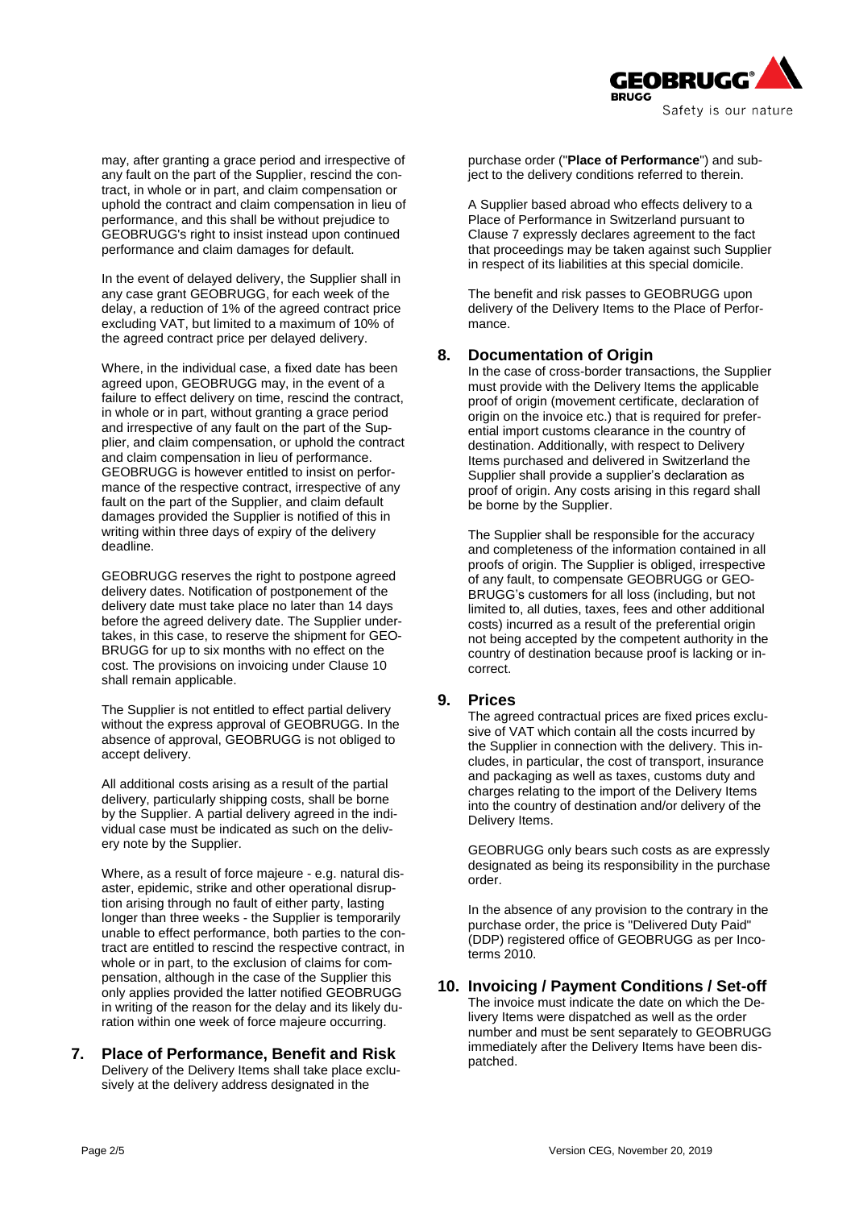may, after granting a grace period and irrespective of any fault on the part of the Supplier, rescind the contract, in whole or in part, and claim compensation or uphold the contract and claim compensation in lieu of performance, and this shall be without prejudice to GEOBRUGG's right to insist instead upon continued performance and claim damages for default.

In the event of delayed delivery, the Supplier shall in any case grant GEOBRUGG, for each week of the delay, a reduction of 1% of the agreed contract price excluding VAT, but limited to a maximum of 10% of the agreed contract price per delayed delivery.

Where, in the individual case, a fixed date has been agreed upon, GEOBRUGG may, in the event of a failure to effect delivery on time, rescind the contract, in whole or in part, without granting a grace period and irrespective of any fault on the part of the Supplier, and claim compensation, or uphold the contract and claim compensation in lieu of performance. GEOBRUGG is however entitled to insist on performance of the respective contract, irrespective of any fault on the part of the Supplier, and claim default damages provided the Supplier is notified of this in writing within three days of expiry of the delivery deadline.

GEOBRUGG reserves the right to postpone agreed delivery dates. Notification of postponement of the delivery date must take place no later than 14 days before the agreed delivery date. The Supplier undertakes, in this case, to reserve the shipment for GEOBRUGG for up to six months with no effect on the cost. The provisions on invoicing under Clause 10 shall remain applicable.

The Supplier is not entitled to effect partial delivery without the express approval of GEOBRUGG. In the absence of approval, GEOBRUGG is not obliged to accept delivery.

All additional costs arising as a result of the partial delivery, particularly shipping costs, shall be borne by the Supplier. A partial delivery agreed in the individual case must be indicated as such on the delivery note by the Supplier.

Where, as a result of force majeure - e.g. natural disaster, epidemic, strike and other operational disruption arising through no fault of either party, lasting longer than three weeks - the Supplier is temporarily unable to effect performance, both parties to the contract are entitled to rescind the respective contract, in whole or in part, to the exclusion of claims for compensation, although in the case of the Supplier this only applies provided the latter notified GEOBRUGG in writing of the reason for the delay and its likely duration within one week of force majeure occurring.

## 7. Place of Performance, Benefit and Risk

Delivery of the Delivery Items shall take place exclusively at the delivery address designated in the purchase order ("**Place of Performance**") and subject to the delivery conditions referred to therein.

A Supplier based abroad who effects delivery to a Place of Performance in Switzerland pursuant to Clause 7 expressly declares agreement to the fact that proceedings may be taken against such Supplier in respect of its liabilities at this special domicile.

The benefit and risk passes to GEOBRUGG upon delivery of the Delivery Items to the Place of Performance.

## 8. Documentation of Origin

In the case of cross-border transactions, the Supplier must provide with the Delivery Items the applicable proof of origin (movement certificate, declaration of origin on the invoice etc.) that is required for preferential import customs clearance in the country of destination. Additionally, with respect to Delivery Items purchased and delivered in Switzerland the Supplier shall provide a supplier's declaration as proof of origin. Any costs arising in this regard shall be borne by the Supplier.

The Supplier shall be responsible for the accuracy and completeness of the information contained in all proofs of origin. The Supplier is obliged, irrespective of any fault, to compensate GEOBRUGG or GEOBRUGG's customers for all loss (including, but not limited to, all duties, taxes, fees and other additional costs) incurred as a result of the preferential origin not being accepted by the competent authority in the country of destination because proof is lacking or incorrect.

## 9. Prices

The agreed contractual prices are fixed prices exclusive of VAT which contain all the costs incurred by the Supplier in connection with the delivery. This includes, in particular, the cost of transport, insurance and packaging as well as taxes, customs duty and charges relating to the import of the Delivery Items into the country of destination and/or delivery of the Delivery Items.

GEOBRUGG only bears such costs as are expressly designated as being its responsibility in the purchase order.

In the absence of any provision to the contrary in the purchase order, the price is "Delivered Duty Paid" (DDP) registered office of GEOBRUGG as per Incoterms 2010.

## 10. Invoicing / Payment Conditions / Set-off

The invoice must indicate the date on which the Delivery Items were dispatched as well as the order number and must be sent separately to GEOBRUGG immediately after the Delivery Items have been dispatched.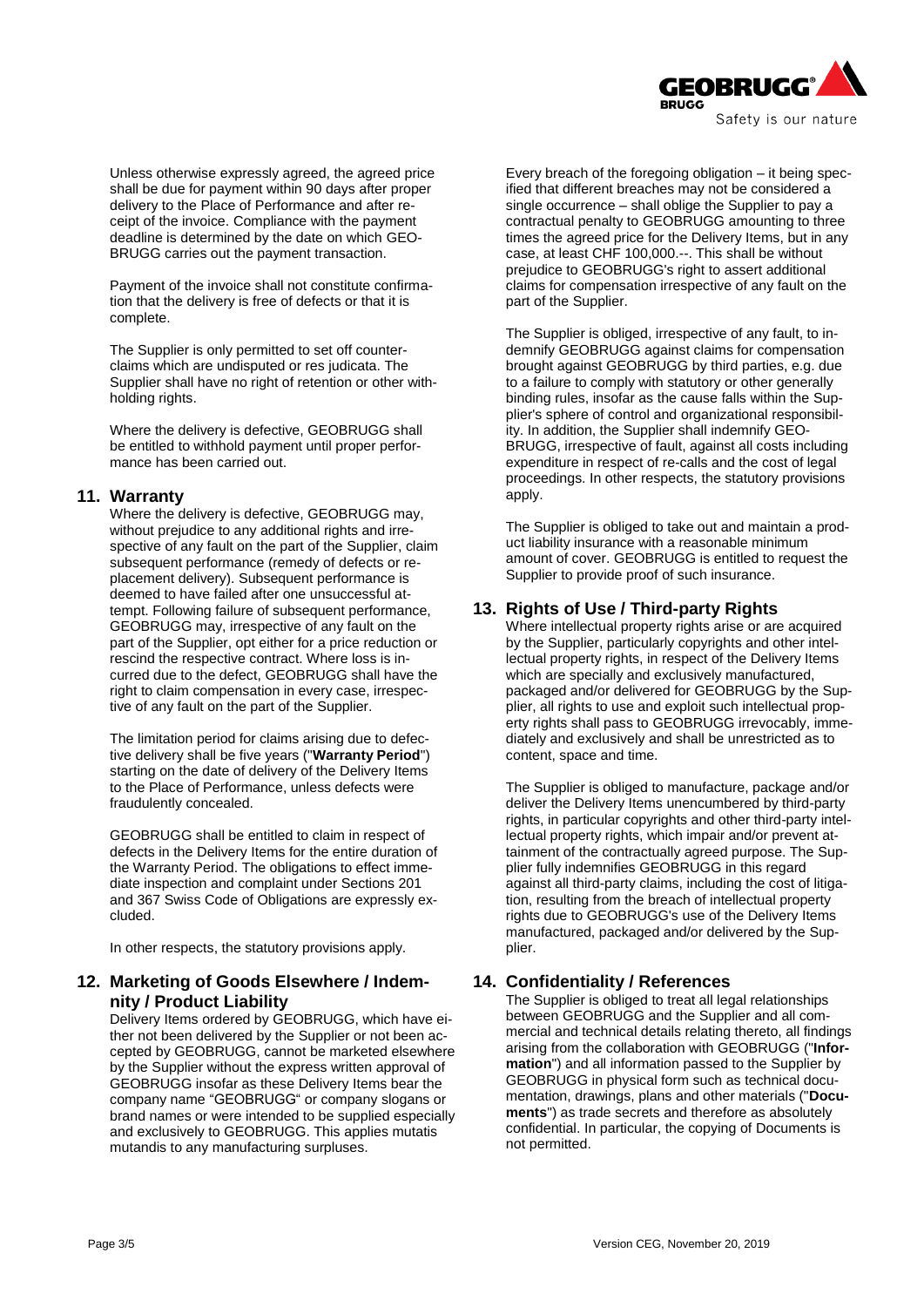Unless otherwise expressly agreed, the agreed price shall be due for payment within 90 days after proper delivery to the Place of Performance and after receipt of the invoice. Compliance with the payment deadline is determined by the date on which GEOBRUGG carries out the payment transaction.

Payment of the invoice shall not constitute confirmation that the delivery is free of defects or that it is complete.

The Supplier is only permitted to set off counterclaims which are undisputed or res judicata. The Supplier shall have no right of retention or other withholding rights.

Where the delivery is defective, GEOBRUGG shall be entitled to withhold payment until proper performance has been carried out.

## 11. Warranty

Where the delivery is defective, GEOBRUGG may, without prejudice to any additional rights and irrespective of any fault on the part of the Supplier, claim subsequent performance (remedy of defects or replacement delivery). Subsequent performance is deemed to have failed after one unsuccessful attempt. Following failure of subsequent performance, GEOBRUGG may, irrespective of any fault on the part of the Supplier, opt either for a price reduction or rescind the respective contract. Where loss is incurred due to the defect, GEOBRUGG shall have the right to claim compensation in every case, irrespective of any fault on the part of the Supplier.

The limitation period for claims arising due to defective delivery shall be five years ("**Warranty Period**") starting on the date of delivery of the Delivery Items to the Place of Performance, unless defects were fraudulently concealed.

GEOBRUGG shall be entitled to claim in respect of defects in the Delivery Items for the entire duration of the Warranty Period. The obligations to effect immediate inspection and complaint under Sections 201 and 367 Swiss Code of Obligations are expressly excluded.

In other respects, the statutory provisions apply.

## 12. Marketing of Goods Elsewhere / Indemnity / Product Liability

Delivery Items ordered by GEOBRUGG, which have either not been delivered by the Supplier or not been accepted by GEOBRUGG, cannot be marketed elsewhere by the Supplier without the express written approval of GEOBRUGG insofar as these Delivery Items bear the company name "GEOBRUGG" or company slogans or brand names or were intended to be supplied especially and exclusively to GEOBRUGG. This applies mutatis mutandis to any manufacturing surpluses.

Every breach of the foregoing obligation – it being specified that different breaches may not be considered a single occurrence – shall oblige the Supplier to pay a contractual penalty to GEOBRUGG amounting to three times the agreed price for the Delivery Items, but in any case, at least CHF 100,000.--. This shall be without prejudice to GEOBRUGG's right to assert additional claims for compensation irrespective of any fault on the part of the Supplier.

The Supplier is obliged, irrespective of any fault, to indemnify GEOBRUGG against claims for compensation brought against GEOBRUGG by third parties, e.g. due to a failure to comply with statutory or other generally binding rules, insofar as the cause falls within the Supplier's sphere of control and organizational responsibility. In addition, the Supplier shall indemnify GEOBRUGG, irrespective of fault, against all costs including expenditure in respect of re-calls and the cost of legal proceedings. In other respects, the statutory provisions apply.

The Supplier is obliged to take out and maintain a product liability insurance with a reasonable minimum amount of cover. GEOBRUGG is entitled to request the Supplier to provide proof of such insurance.

## 13. Rights of Use / Third-party Rights

Where intellectual property rights arise or are acquired by the Supplier, particularly copyrights and other intellectual property rights, in respect of the Delivery Items which are specially and exclusively manufactured, packaged and/or delivered for GEOBRUGG by the Supplier, all rights to use and exploit such intellectual property rights shall pass to GEOBRUGG irrevocably, immediately and exclusively and shall be unrestricted as to content, space and time.

The Supplier is obliged to manufacture, package and/or deliver the Delivery Items unencumbered by third-party rights, in particular copyrights and other third-party intellectual property rights, which impair and/or prevent attainment of the contractually agreed purpose. The Supplier fully indemnifies GEOBRUGG in this regard against all third-party claims, including the cost of litigation, resulting from the breach of intellectual property rights due to GEOBRUGG's use of the Delivery Items manufactured, packaged and/or delivered by the Supplier.

## 14. Confidentiality / References

The Supplier is obliged to treat all legal relationships between GEOBRUGG and the Supplier and all commercial and technical details relating thereto, all findings arising from the collaboration with GEOBRUGG ("**Information**") and all information passed to the Supplier by GEOBRUGG in physical form such as technical documentation, drawings, plans and other materials ("**Documents**") as trade secrets and therefore as absolutely confidential. In particular, the copying of Documents is not permitted.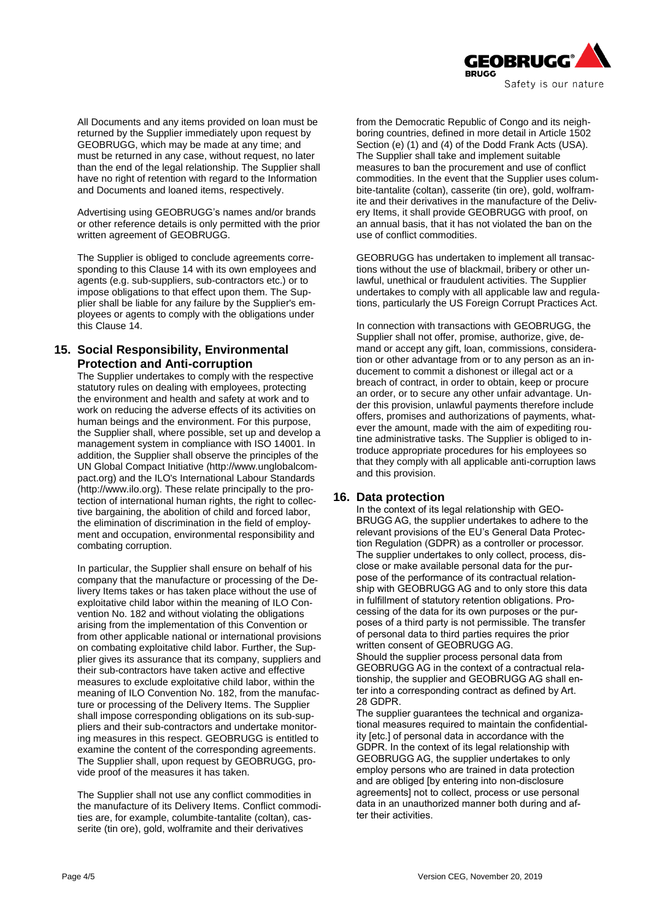All Documents and any items provided on loan must be returned by the Supplier immediately upon request by GEOBRUGG, which may be made at any time; and must be returned in any case, without request, no later than the end of the legal relationship. The Supplier shall have no right of retention with regard to the Information and Documents and loaned items, respectively.

Advertising using GEOBRUGG's names and/or brands or other reference details is only permitted with the prior written agreement of GEOBRUGG.

The Supplier is obliged to conclude agreements corresponding to this Clause 14 with its own employees and agents (e.g. sub-suppliers, sub-contractors etc.) or to impose obligations to that effect upon them. The Supplier shall be liable for any failure by the Supplier's employees or agents to comply with the obligations under this Clause 14.

## 15. Social Responsibility, Environmental Protection and Anti-corruption

The Supplier undertakes to comply with the respective statutory rules on dealing with employees, protecting the environment and health and safety at work and to work on reducing the adverse effects of its activities on human beings and the environment. For this purpose, the Supplier shall, where possible, set up and develop a management system in compliance with ISO 14001. In addition, the Supplier shall observe the principles of the UN Global Compact Initiative (http://www.unglobalcompact.org) and the ILO's International Labour Standards (http://www.ilo.org). These relate principally to the protection of international human rights, the right to collective bargaining, the abolition of child and forced labor, the elimination of discrimination in the field of employment and occupation, environmental responsibility and combating corruption.

In particular, the Supplier shall ensure on behalf of his company that the manufacture or processing of the Delivery Items takes or has taken place without the use of exploitative child labor within the meaning of ILO Convention No. 182 and without violating the obligations arising from the implementation of this Convention or from other applicable national or international provisions on combating exploitative child labor. Further, the Supplier gives its assurance that its company, suppliers and their sub-contractors have taken active and effective measures to exclude exploitative child labor, within the meaning of ILO Convention No. 182, from the manufacture or processing of the Delivery Items. The Supplier shall impose corresponding obligations on its sub-suppliers and their sub-contractors and undertake monitoring measures in this respect. GEOBRUGG is entitled to examine the content of the corresponding agreements. The Supplier shall, upon request by GEOBRUGG, provide proof of the measures it has taken.

The Supplier shall not use any conflict commodities in the manufacture of its Delivery Items. Conflict commodities are, for example, columbite-tantalite (coltan), casserite (tin ore), gold, wolframite and their derivatives from the Democratic Republic of Congo and its neighboring countries, defined in more detail in Article 1502 Section (e) (1) and (4) of the Dodd Frank Acts (USA). The Supplier shall take and implement suitable measures to ban the procurement and use of conflict commodities. In the event that the Supplier uses columbite-tantalite (coltan), casserite (tin ore), gold, wolframite and their derivatives in the manufacture of the Delivery Items, it shall provide GEOBRUGG with proof, on an annual basis, that it has not violated the ban on the use of conflict commodities.

GEOBRUGG has undertaken to implement all transactions without the use of blackmail, bribery or other unlawful, unethical or fraudulent activities. The Supplier undertakes to comply with all applicable law and regulations, particularly the US Foreign Corrupt Practices Act.

In connection with transactions with GEOBRUGG, the Supplier shall not offer, promise, authorize, give, demand or accept any gift, loan, commissions, consideration or other advantage from or to any person as an inducement to commit a dishonest or illegal act or a breach of contract, in order to obtain, keep or procure an order, or to secure any other unfair advantage. Under this provision, unlawful payments therefore include offers, promises and authorizations of payments, whatever the amount, made with the aim of expediting routine administrative tasks. The Supplier is obliged to introduce appropriate procedures for his employees so that they comply with all applicable anti-corruption laws and this provision.

## 16. Data protection

In the context of its legal relationship with GEOBRUGG AG, the supplier undertakes to adhere to the relevant provisions of the EU's General Data Protection Regulation (GDPR) as a controller or processor. The supplier undertakes to only collect, process, disclose or make available personal data for the purpose of the performance of its contractual relationship with GEOBRUGG AG and to only store this data in fulfillment of statutory retention obligations. Processing of the data for its own purposes or the purposes of a third party is not permissible. The transfer of personal data to third parties requires the prior written consent of GEOBRUGG AG.
Should the supplier process personal data from GEOBRUGG AG in the context of a contractual relationship, the supplier and GEOBRUGG AG shall enter into a corresponding contract as defined by Art. 28 GDPR.
The supplier guarantees the technical and organizational measures required to maintain the confidentiality [etc.] of personal data in accordance with the GDPR. In the context of its legal relationship with GEOBRUGG AG, the supplier undertakes to only employ persons who are trained in data protection and are obliged [by entering into non-disclosure agreements] not to collect, process or use personal data in an unauthorized manner both during and after their activities.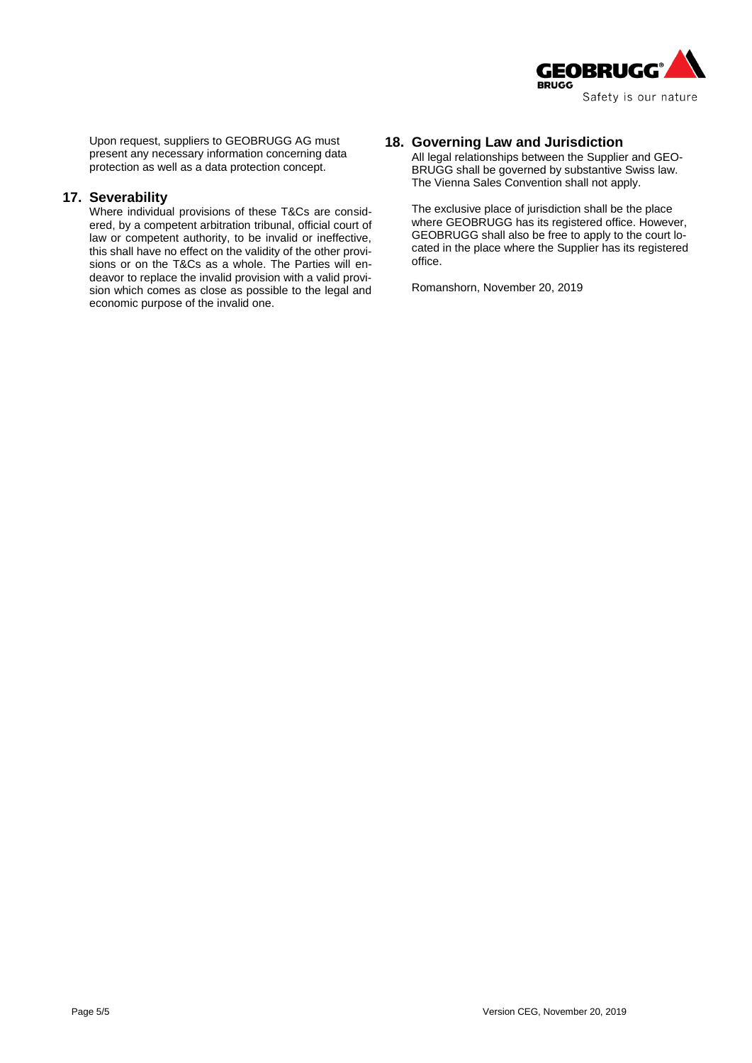Upon request, suppliers to GEOBRUGG AG must present any necessary information concerning data protection as well as a data protection concept.

## 17. Severability

Where individual provisions of these T&Cs are considered, by a competent arbitration tribunal, official court of law or competent authority, to be invalid or ineffective, this shall have no effect on the validity of the other provisions or on the T&Cs as a whole. The Parties will endeavor to replace the invalid provision with a valid provision which comes as close as possible to the legal and economic purpose of the invalid one.

## 18. Governing Law and Jurisdiction

All legal relationships between the Supplier and GEOBRUGG shall be governed by substantive Swiss law. The Vienna Sales Convention shall not apply.

The exclusive place of jurisdiction shall be the place where GEOBRUGG has its registered office. However, GEOBRUGG shall also be free to apply to the court located in the place where the Supplier has its registered office.

Romanshorn, November 20, 2019